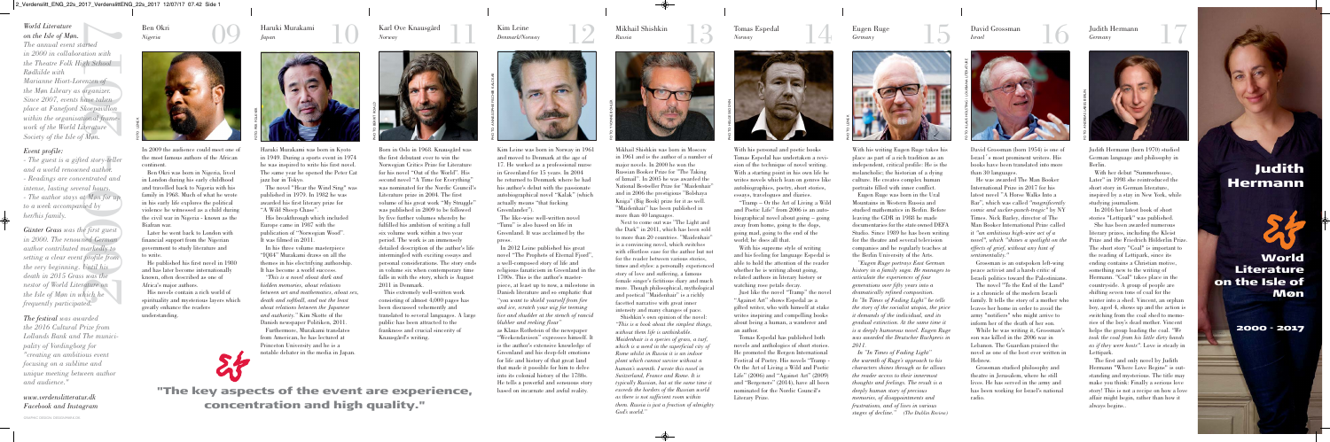*World Literature on the Isle of Møn.*
*The annual event started in 2000 in collaboration with the Theatre Folk High School Rødkilde with Marianne Hiort-Lorenzen of the Møn Library as organizer. Since 2007, events have taken place at Fanefjord Skovpavillon within the organisational framework of the World Literature Society of the Isle of Møn.*

*Event profile:*
*- The guest is a gifted story-teller and a world renowned author.*
*- Readings are concentrated and intense, lasting several hours.*
*- The author stays on Møn for up to a week accompanied by her/his family.*

*Günter Grass was the first guest in 2000. The renowned German author contributed markedly to setting a clear event profile from the very beginning. Until his death in 2015 Grass was the nestor of World Literature on the Isle of Møn to which he frequently participated.*

*The festival was awarded the 2016 Cultural Prize from Lollands Bank and The municipality of Vordingborg for "creating an ambitious event focusing on a sublime and unique meeting between author and audience."*

*www.verdenslitteratur.dk*
*Facebook and Instagram*

## 09 Ben Okri
*Nigeria*

In 2009 the audience could meet one of the most famous authors of the African continent.

Ben Okri was born in Nigeria, lived in London during his early childhood and travelled back to Nigeria with his family in 1968. Much of what he wrote in his early life explores the political violence he witnessed as a child during the civil war in Nigeria - known as the Biafran war.

Later he went back to London with financial support from the Nigerian government to study literature and to write.

He published his first novel in 1980 and has later become internationally known, often described as one of Africa's major authors.

His novels contain a rich world of spirituality and mysterious layers which greatly enhance the readers understanding.

## 10 Haruki Murakami
*Japan*

Haruki Murakami was born in Kyoto in 1949. During a sports event in 1974 he was inspired to write his first novel. The same year he opened the Peter Cat jazz bar in Tokyo.

The novel "Hear the Wind Sing" was published in 1979. In 1982 he was awarded his first literary prize for "A Wild Sheep Chase".

His breakthrough which included Europe came in 1987 with the publication of "Norwegian Wood". It was filmed in 2011.

In his three volume masterpiece "IQ84" Murakami draws on all the themes in his electrifying authorship. It has become a world success.

*"This is a novel about dark and hidden memories, about relations between art and mathematics, about sex, death and softball, and not the least about relations between the Japanese and authority."* Kim Skotte of the Danish newspaper Politiken, 2011.

Furthermore, Murakami translates from American, he has lectured at Princeton University and he is a notable debater in the media in Japan.

## 11 Karl Ove Knausgård
*Norway*

Born in Oslo in 1968. Knausgård was the first debutant ever to win the Norwegian Critics Prize for Literature for his novel "Out of the World". His second novel "A Time for Everything" was nominated for the Nordic Council's Literature prize in 2004. The first volume of his great work "My Struggle" was published in 2009 to be followed by five further volumes whereby he fulfilled his ambition of writing a full six volume work within a two year period. The work is an immensely detailed description of the author's life intermingled with exciting essays and personal considerations. The story ends in volume six when contemporary time falls in with the story, which is August 2011 in Denmark.

This extremely well-written work consisting of almost 4,000 pages has been discussed vehemently and translated to several languages. A large public has been attracted to the frankness and crucial sincerity of Knausgård's writing.

## 12 Kim Leine
*Denmark/Norway*

Kim Leine was born in Norway in 1961 and moved to Denmark at the age of 17. He worked as a professional nurse in Greenland for 15 years. In 2004 he returned to Denmark where he had his author's debut with the passionate autobiographical novel "Kalak" (which actually means "that fucking Greenlander").

The like-wise well-written novel "Tunu" is also based on life in Greenland. It was acclaimed by the press.

In 2012 Leine published his great novel "The Prophets of Eternal Fjord", a well-composed story of life and religious fanaticism in Greenland in the 1700s. This is the author's masterpiece, at least up to now, a milestone in Danish literature and so emphatic that *"you want to shield yourself from fire and ice, scratch your way for teeming lice and shudder at the stench of rancid blubber and reeking flour"* as Klaus Rothstein of the newspaper "Weekendavisen" expresses himself. It is the author's extensive knowledge of Greenland and his deep-felt emotions for life and history of that great land that made it possible for him to delve into its colonial history of the 1700s. He tells a powerful and sensuous story based on incarnate and awful reality.

## 13 Mikhail Shishkin
*Russia*

Mikhail Shishkin was born in Moscow in 1961 and is the author of a number of major novels. In 2000 he won the Russian Booker Prize for "The Taking of Izmail". In 2005 he was awarded the National Bestseller Prize for "Maidenhair" and in 2006 the prestigious "Bolshaya Kniga" (Big Book) prize for it as well. "Maidenhair" has been published in more than 40 languages.

Next to come out was "The Light and the Dark" in 2011, which has been sold to more than 20 countries. "Maidenhair" is a convincing novel, which switches with effortless ease for the author but not for the reader between various stories, times and styles: a personally experienced story of love and suffering, a famous female singer's fictitious diary and much more. Though philosophical, mythological and poetical "Maidenhair" is a richly faceted narrative with great inner intensity and many changes of pace.

Shishkin's own opinion of the novel: *"This is a book about the simplest things, without them life is unthinkable. Maidenhair is a species of grass, a turf, which is a weed in the superficial city of Rome while in Russia it is an indoor plant which cannot survive without a human's warmth. I wrote this novel in Switzerland, France and Rome. It is typically Russian, but at the same time it exceeds the borders of the Russian world as there is not sufficient room within them. Russia is just a fraction of almighty God's world."*

## 14 Tomas Espedal
*Norway*

With his personal and poetic books Tomas Espedal has undertaken a revision of the technique of novel writing. With a starting point in his own life he writes novels which lean on genres like autobiographies, poetry, short stories, essays, travelogues and diaries.

"Tramp – Or the Art of Living a Wild and Poetic Life" from 2006 is an autobiographical novel about going – going away from home, going to the dogs, going mad, going to the end of the world; he does all that.

With his supreme style of writing and his feeling for language Espedal is able to hold the attention of the reader whether he is writing about going, related authors in literary history or watching rose petals decay.

Just like the novel "Tramp" the novel "Against Art" shows Espedal as a gifted writer, who with himself at stake writes inspiring and compelling books about being a human, a wanderer and an author.

Tomas Espedal has published both novels and anthologies of short stories. He promoted the Bergen International Festival of Poetry. His novels "Tramp - Or the Art of Living a Wild and Poetic Life" (2006) and "Against Art" (2009) and "Bergeners" (2014), have all been nominated for the Nordic Council's Literary Prize.

## 15 Eugen Ruge
*Germany*

With his writing Eugen Ruge takes his place as part of a rich tradition as an independent, critical profile: He is the melancholiac, the historian of a dying culture. He creates complex human portraits filled with inner conflict.

Eugen Ruge was born in the Ural Mountains in Western Russia and studied mathematics in Berlin. Before leaving the GDR in 1988 he made documentaries for the state-owned DEFA Studio. Since 1989 he has been writing for the theatre and several television companies and he regularly teaches at the Berlin University of the Arts.

*"Eugen Ruge portrays East German history in a family saga. He manages to articulate the experiences of four generations over fifty years into a dramatically refined composition. In "In Times of Fading Light" he tells the story of the socialist utopia, the price it demands of the individual, and its gradual extinction. At the same time it is a deeply humorous novel. Eugen Ruge was awarded the Deutscher Buchpreis in 2011.*

*In "In Times of Fading Light" the warmth of Ruge's approach to his characters shines through as he allows the reader access to their innermost thoughts and feelings. The result is a deeply human story of precious memories, of disappointments and frustrations, and of lives in various stages of decline." (The Dublin Review)*

## 16 David Grossman
*Israel*

David Grossman (born 1954) is one of Israel's most prominent writers. His books have been translated into more than 30 languages.

He was awarded The Man Booker International Prize in 2017 for his latest novel "A Horse Walks Into a Bar", which was called *"magnificently comic and sucker-punch-tragic"* by NY Times. Nick Barley, director of The Man Booker International Prize called it *"an ambitious high-wire act of a novel"*, which *"shines a spotlight on the effects of grief, without any hint of sentimentality."*

Grossman is an outspoken left-wing peace activist and a harsh critic of Israeli politics toward the Palestinians.

The novel "To the End of the Land" is a chronicle of the modern Israeli family. It tells the story of a mother who leaves her home in order to avoid the army "notifiers" who might arrive to inform her of the death of her son.

While he was writing it, Grossman's son was killed in the 2006 war in Lebanon. The Guardian praised the novel as one of the best ever written in Hebrew.

Grossman studied philosophy and theatre in Jerusalem, where he still lives. He has served in the army and has been working for Israel's national radio.

## 17 Judith Hermann
*Germany*

Judith Hermann (born 1970) studied German language and philosophy in Berlin.

With her debut "Summerhouse, Later" in 1998 she reintroduced the short story in German literature, inspired by a stay in New York, while studying journalism.

In 2016 her latest book of short stories "Lettipark" was published.

She has been awarded numerous literary prizes, including the Kleist Prize and the Friedrich Hölderlin Prize. The short story "Coal" is important to the reading of Lettipark, since its ending contains a Christian motive, something new to the writing of Hermann. "Coal" takes place in the countryside. A group of people are shifting seven tons of coal for the winter into a shed. Vincent, an orphan boy, aged 4, shows up and the action is switching from the coal shed to memories of the boy's dead mother. Vincent helps the group loading the coal. *"We took the coal from his little dirty hands as if they were hosts"*. Love is steady in Lettipark.

The first and only novel by Judith Hermann "Where Love Begins" is outstanding and mysterious. The title may make you think: Finally a serious love story! This is not a recipe on how a love affair might begin, rather than how it always begins.

# Judith Hermann

# World Literature on the Isle of Møn

2000 - 2017

**"The key aspects of the event are experience, concentration and high quality."**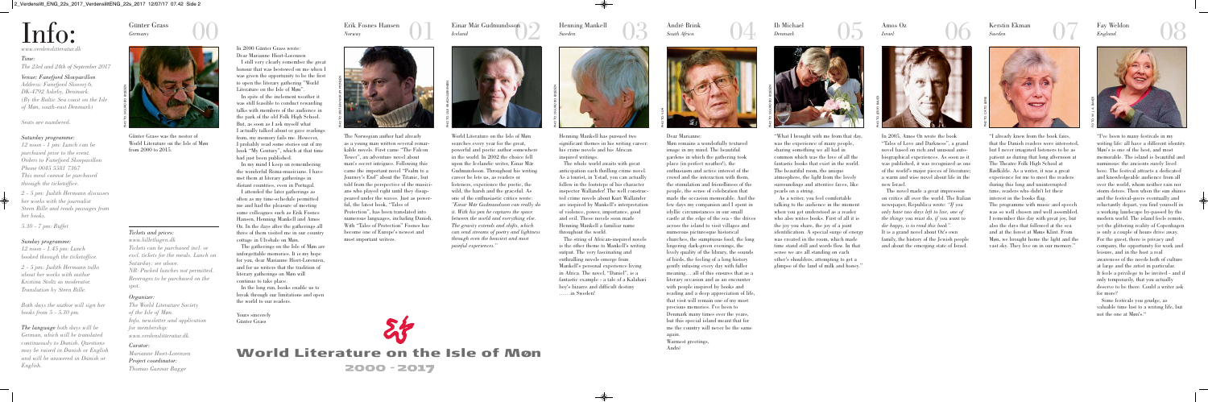# Info:

*www.verdenslitteratur.dk*

*Time:*
*The 23rd and 24th of September 2017*

*Venue: Fanefjord Skovpavillon*
*Address: Fanefjord Skovvej 6, DK-4792 Askeby, Denmark.*
*(By the Baltic Sea coast on the Isle of Møn, south-east Denmark)*

*Seats are numbered.*

***Saturday programme:***
*12 noon - 1 pm: Lunch can be purchased prior to the event. Orders to Fanefjord Skovpavillon Phone 0045 5581 7367*
*This meal cannot be purchased through the ticketoffice.*

*2 - 5 pm: Judith Hermann discusses her works with the journalist Steen Bille and reads passages from her books.*

*5.30 - 7 pm: Buffet*

***Sunday programme:***
*12 noon - 1.45 pm: Lunch booked through the ticketoffice.*

*2 - 5 pm: Judith Hermann talks about her works with author Kristina Stoltz as moderator. Translation by Steen Bille.*

*Both days the author will sign her books from 5 - 5.30 pm.*

***The language** both days will be German, which will be translated continuously to Danish. Questions may be raised in Danish or English and will be answered in Danish or English.*

*Tickets and prices:*
*www.billetlugen.dk*
*Tickets can be purchased incl. or excl. tickets for the meals. Lunch on Saturday: see above.*
*NB: Packed lunches not permitted. Beverages to be purchased on the spot.*

*Organizer:*
*The World Literature Society of the Isle of Møn*
*Info, newsletter and application for membership:*
*www.verdenslitteratur.dk.*

*Curator:*
*Marianne Hoirt-Lorenzen*
*Project coordinator:*
*Thomas Gunnar Bagge*

## 00 Günter Grass
*Germany*

Günter Grass was the mentor of World Literature on the Isle of Møn from 2000 to 2015.

In 2000 Günter Grass wrote:

Dear Marianne Hoirt-Lorenzen

I still very clearly remember the great honour that was bestowed on me when I was given the opportunity to be the first to open the literary gathering "World Literature on the Isle of Møn".

In spite of the inclement weather it was still feasible to conduct rewarding talks with members of the audience in the park of the old Folk High School. But, as soon as I ask myself what I actually talked about or gave readings from, my memory fails me. However, I probably read some stories out of my book "My Century", which at that time had just been published.

In my mind I keep on remembering the wonderful Roma-musicians. I have met them at literary gatherings in distant countries, even in Portugal.

I attended the later gatherings as often as my time-schedule permitted me and had the pleasure of meeting some colleagues such as Erik Fosnes Hansen, Henning Mankell and Amos Oz. In the days after the gatherings all three of them visited me in our country cottage in Ulvshale on Møn.

The gatherings on the Isle of Møn are unforgettable memories. It is my hope for you, dear Marianne Hoirt-Lorenzen, and for us writers that the tradition of literary gatherings on Møn will continue to take place.

In the long run, books enable us to break through our limitations and open the world to our readers.

Yours sincerely
Günter Grass

## 01 Erik Fosnes Hansen
*Norway*

The Norwegian author had already as a young man written several remarkable novels. First came "The Falcon Tower", an adventure novel about man's secret intrigues. Following this came the important novel "Psalm to a Journey's End" about the Titanic, but told from the perspective of the musicians who played right until they disappeared under the waves. Just as powerful, the latest book, "Tales of Protection", has been translated into numerous languages, including Danish. With "Tales of Protection" Fosnes has become one of Europe's newest and most important writers.

## 02 Einar Már Gudmundsson
*Iceland*

World Literature on the Isle of Møn searches every year for the great, powerful and poetic author somewhere in the world. In 2002 the choice fell upon the Icelandic writer, Einar Már Gudmundsson. Throughout his writing career he lets us, as readers or listeners, experience the poetic, the wild, the harsh and the graceful. As one of the enthusiastic critics wrote: *"Einar Már Gudmundsson can really do it. With his pen he captures the space between the world and everything else. The gravity extends and shifts, which can send streams of poetry and lightness through even the heaviest and most painful experiences."*

## 03 Henning Mankell
*Sweden*

Henning Mankell has pursued two significant themes in his writing career: his crime novels and his African inspired writings.

The whole world awaits with great anticipation each thrilling crime novel. As a tourist, in Ystad, you can actually follow in the footsteps of his character inspector Wallander! The well constructed crime novels about Kurt Wallander are inspired by Mankell's interpretation of violence, power, importance, good and evil. These novels soon made Henning Mankell a familiar name throughout the world.

The string of African-inspired novels is the other theme to Mankell's writing output. The very fascinating and enthralling novels emerge from Mankell's personal experience living in Africa. The novel, "Daniel", is a fantastic example - a tale of a Kalahari boy's bizarre and difficult destiny ……in Sweden!

## 04 André Brink
*South Africa*

Dear Marianne:

Møn remains a wonderfully textured image in my mind. The beautiful gardens in which the gathering took place (in perfect weather!), the enthusiasm and active interest of the crowd and the interaction with them, the stimulation and friendliness of the people, the sense of celebration that made the occasion memorable. And the few days my companion and I spent in idyllic circumstances in our small castle at the edge of the sea - the drives across the island to visit villages and numerous picturesque historical churches, the sumptuous food, the long lingering dark-green evenings, the lively quality of the library, the sounds of birds, the feeling of a long history gently infusing every day with fuller meaning….all of this ensures that as a literary occasion and as an encounter with people inspired by books and reading and a deep appreciation of life, that visit will remain one of my most precious memories. I've been to Denmark many times over the years, but this special island meant that for me the country will never be the same again.

Warmest greetings,
André

## 05 Ib Michael
*Denmark*

"What I brought with me from that day, was the experience of many people, sharing something we all had in common which was the love of all the fantastic books that exist in the world. The beautiful room, the unique atmosphere, the light from the lovely surroundings and attentive faces, like pearls on a string.

As a writer, you feel comfortable talking to the audience in the moment when you get understood as a reader who also writes books. First of all it is the joy you share, the joy of a joint identification. A special surge of energy was created in the room, which made time stand still and words flow. In that sense we are all standing on each other's shoulders, attempting to get a glimpse of the land of milk and honey."

## 06 Amos Oz
*Israel*

In 2005, Amos Oz wrote the book "Tales of Love and Darkness", a grand novel based on rich and unusual autobiographical experiences. As soon as it was published, it was recognized as one of the world's major pieces of literature; a warm and wise novel about life in the new Israel.

The novel made a great impression on critics all over the world. The Italian newspaper, Republica wrote: *"If you only have two days left to live, one of the things you must do, if you want to die happy, is to read this book"*.

It is a grand novel about Oz's own family, the history of the Jewish people and about the emerging state of Israel.

## 07 Kerstin Ekman
*Sweden*

"I already knew from the book fairs, that the Danish readers were interested, but I never imagined listeners to be as patient as during that long afternoon at The Theatre Folk High School at Rødkilde. As a writer, it was a great experience for me to meet the readers during this long and uninterrupted time, readers who didn't let their interest in the books flag.

The programme with music and speech was so well chosen and well assembled. I remember this day with great joy, but also the days that followed at the sea and at the forest at Møns Klint. From Møn, we brought home the light and the vast sky. They live on in our memory."

## 08 Fay Weldon
*England*

"I've been to many festivals in my writing life: all have a different identity. Møn's is one of the best, and most memorable. The island is beautiful and numinous: the ancients surely lived here. The festival attracts a dedicated and knowledgeable audience from all over the world, whom neither rain nor storm deters. Then when the sun shines and the festival-goers eventually and reluctantly depart, you find yourself in a working landscape by-passed by the modern world. The island feels remote, yet the glittering reality of Copenhagen is only a couple of hours drive away. For the guest, there is privacy and company, the opportunity for work and leisure, and in the host a real awareness of the needs both of culture at large and the artist in particular. It feels a privilege to be invited - and if only temporarily, that you actually deserve to be there. Could a writer ask for more?

Some festivals you grudge, as valuable time lost to a writing life, but not the one at Møn's."

**World Literature on the Isle of Møn**
**2000 - 2017**